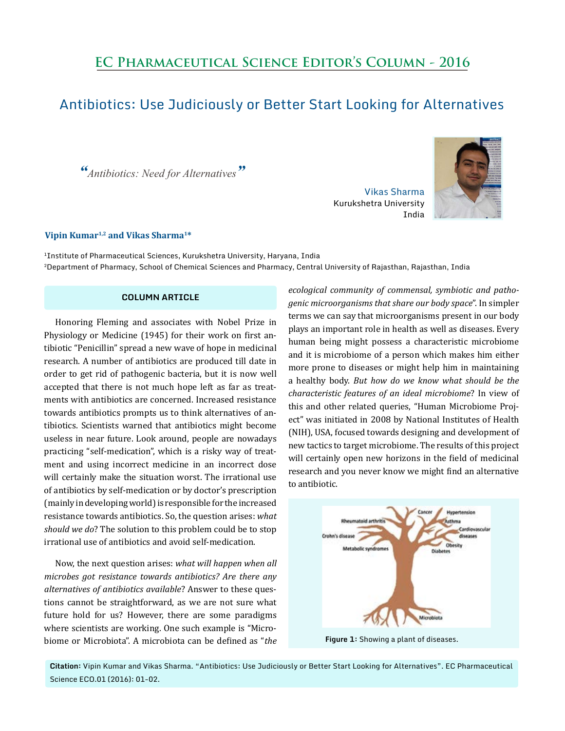# EC Pharmaceutical Science Editor's Column - 2016

## Antibiotics: Use Judiciously or Better Start Looking for Alternatives

*"Antibiotics: Need for Alternatives"*

Vikas Sharma
Kurukshetra University
India

**Vipin Kumar[1,2] and Vikas Sharma[1*]**

[1]Institute of Pharmaceutical Sciences, Kurukshetra University, Haryana, India
[2]Department of Pharmacy, School of Chemical Sciences and Pharmacy, Central University of Rajasthan, Rajasthan, India

### COLUMN ARTICLE

Honoring Fleming and associates with Nobel Prize in Physiology or Medicine (1945) for their work on first antibiotic "Penicillin" spread a new wave of hope in medicinal research. A number of antibiotics are produced till date in order to get rid of pathogenic bacteria, but it is now well accepted that there is not much hope left as far as treatments with antibiotics are concerned. Increased resistance towards antibiotics prompts us to think alternatives of antibiotics. Scientists warned that antibiotics might become useless in near future. Look around, people are nowadays practicing "self-medication", which is a risky way of treatment and using incorrect medicine in an incorrect dose will certainly make the situation worst. The irrational use of antibiotics by self-medication or by doctor's prescription (mainly in developing world) is responsible for the increased resistance towards antibiotics. So, the question arises: *what should we do*? The solution to this problem could be to stop irrational use of antibiotics and avoid self-medication.

Now, the next question arises: *what will happen when all microbes got resistance towards antibiotics? Are there any alternatives of antibiotics available*? Answer to these questions cannot be straightforward, as we are not sure what future hold for us? However, there are some paradigms where scientists are working. One such example is "Microbiome or Microbiota". A microbiota can be defined as "*the ecological community of commensal, symbiotic and pathogenic microorganisms that share our body space*". In simpler terms we can say that microorganisms present in our body plays an important role in health as well as diseases. Every human being might possess a characteristic microbiome and it is microbiome of a person which makes him either more prone to diseases or might help him in maintaining a healthy body. *But how do we know what should be the characteristic features of an ideal microbiome*? In view of this and other related queries, "Human Microbiome Project" was initiated in 2008 by National Institutes of Health (NIH), USA, focused towards designing and development of new tactics to target microbiome. The results of this project will certainly open new horizons in the field of medicinal research and you never know we might find an alternative to antibiotic.

**Figure 1:** Showing a plant of diseases.

**Citation:** Vipin Kumar and Vikas Sharma. "Antibiotics: Use Judiciously or Better Start Looking for Alternatives". EC Pharmaceutical Science ECO.01 (2016): 01-02.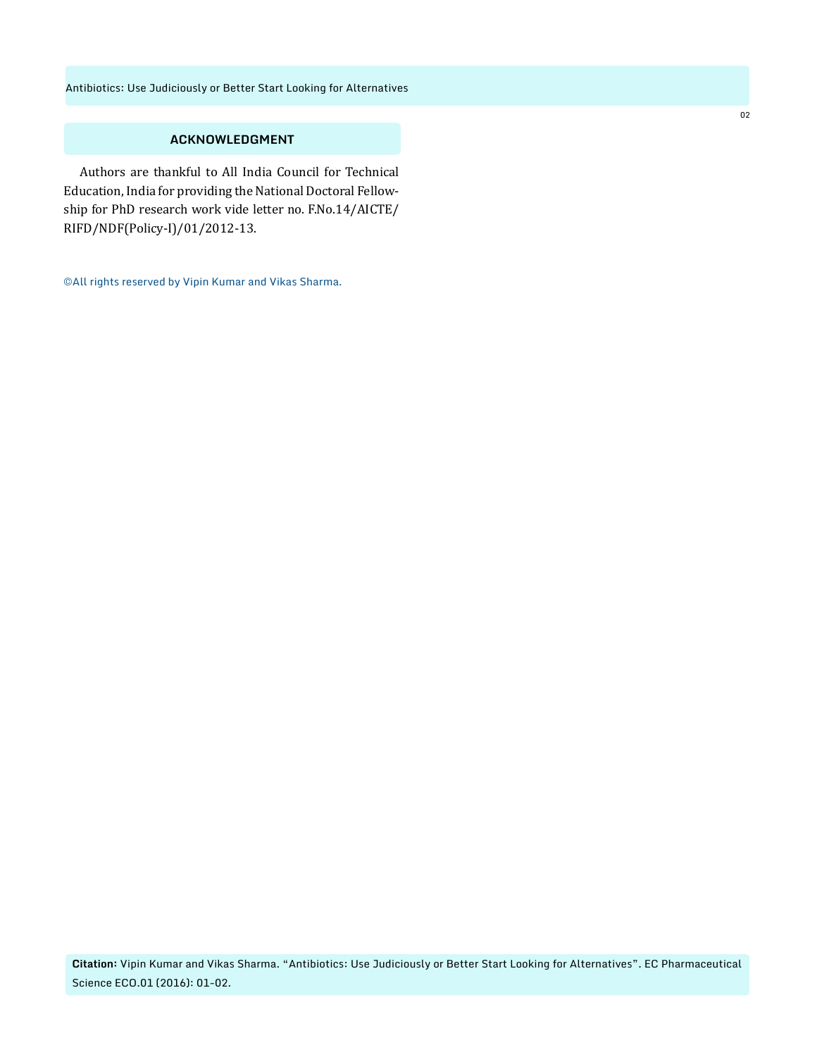## ACKNOWLEDGMENT

Authors are thankful to All India Council for Technical Education, India for providing the National Doctoral Fellowship for PhD research work vide letter no. F.No.14/AICTE/RIFD/NDF(Policy-I)/01/2012-13.

©All rights reserved by Vipin Kumar and Vikas Sharma.